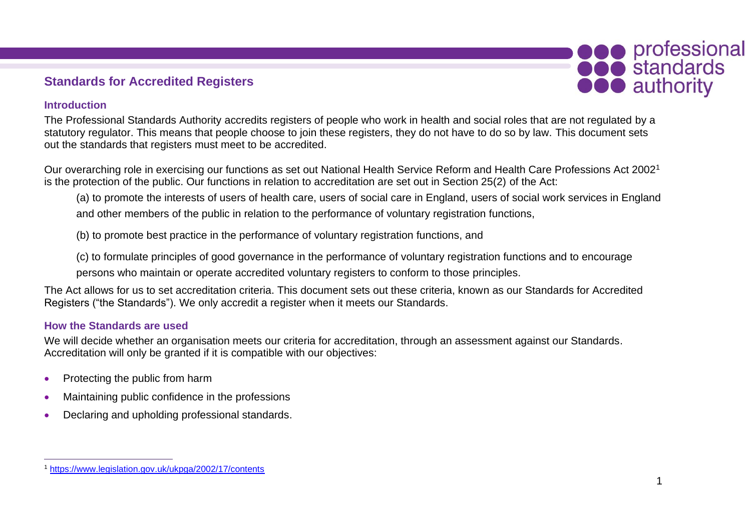# Standards for Accredited Registers

## Introduction

The Professional Standards Authority accredits registers of people who work in health and social roles that are not regulated by a statutory regulator. This means that people choose to join these registers, they do not have to do so by law. This document sets out the standards that registers must meet to be accredited.

Our overarching role in exercising our functions as set out National Health Service Reform and Health Care Professions Act 2002[1] is the protection of the public. Our functions in relation to accreditation are set out in Section 25(2) of the Act:

> (a) to promote the interests of users of health care, users of social care in England, users of social work services in England and other members of the public in relation to the performance of voluntary registration functions,
>
> (b) to promote best practice in the performance of voluntary registration functions, and
>
> (c) to formulate principles of good governance in the performance of voluntary registration functions and to encourage persons who maintain or operate accredited voluntary registers to conform to those principles.

The Act allows for us to set accreditation criteria. This document sets out these criteria, known as our Standards for Accredited Registers ("the Standards"). We only accredit a register when it meets our Standards.

## How the Standards are used

We will decide whether an organisation meets our criteria for accreditation, through an assessment against our Standards. Accreditation will only be granted if it is compatible with our objectives:

- Protecting the public from harm
- Maintaining public confidence in the professions
- Declaring and upholding professional standards.

---

[1] https://www.legislation.gov.uk/ukpga/2002/17/contents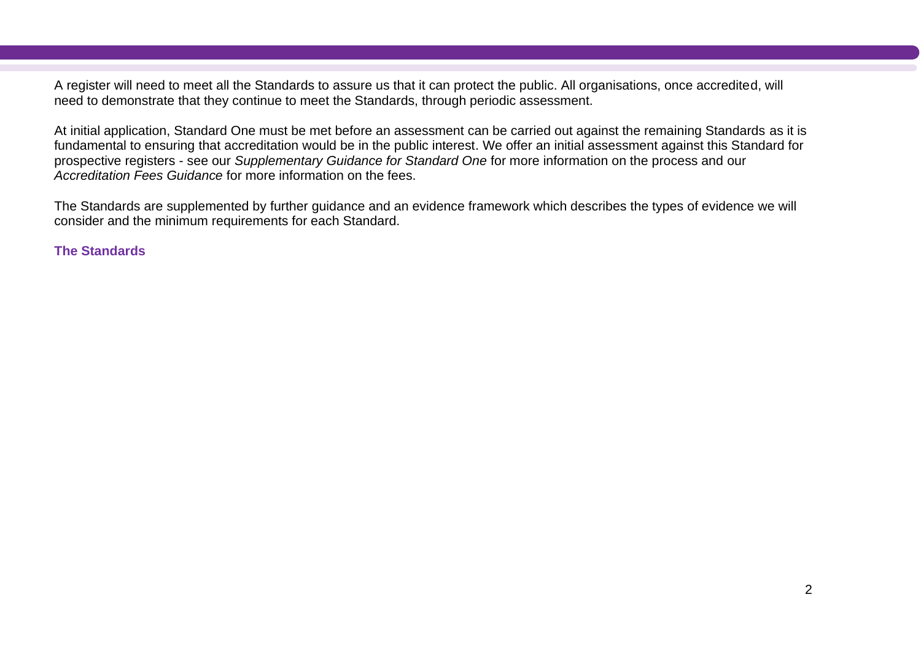A register will need to meet all the Standards to assure us that it can protect the public. All organisations, once accredited, will need to demonstrate that they continue to meet the Standards, through periodic assessment.

At initial application, Standard One must be met before an assessment can be carried out against the remaining Standards as it is fundamental to ensuring that accreditation would be in the public interest. We offer an initial assessment against this Standard for prospective registers - see our *Supplementary Guidance for Standard One* for more information on the process and our *Accreditation Fees Guidance* for more information on the fees.

The Standards are supplemented by further guidance and an evidence framework which describes the types of evidence we will consider and the minimum requirements for each Standard.

## The Standards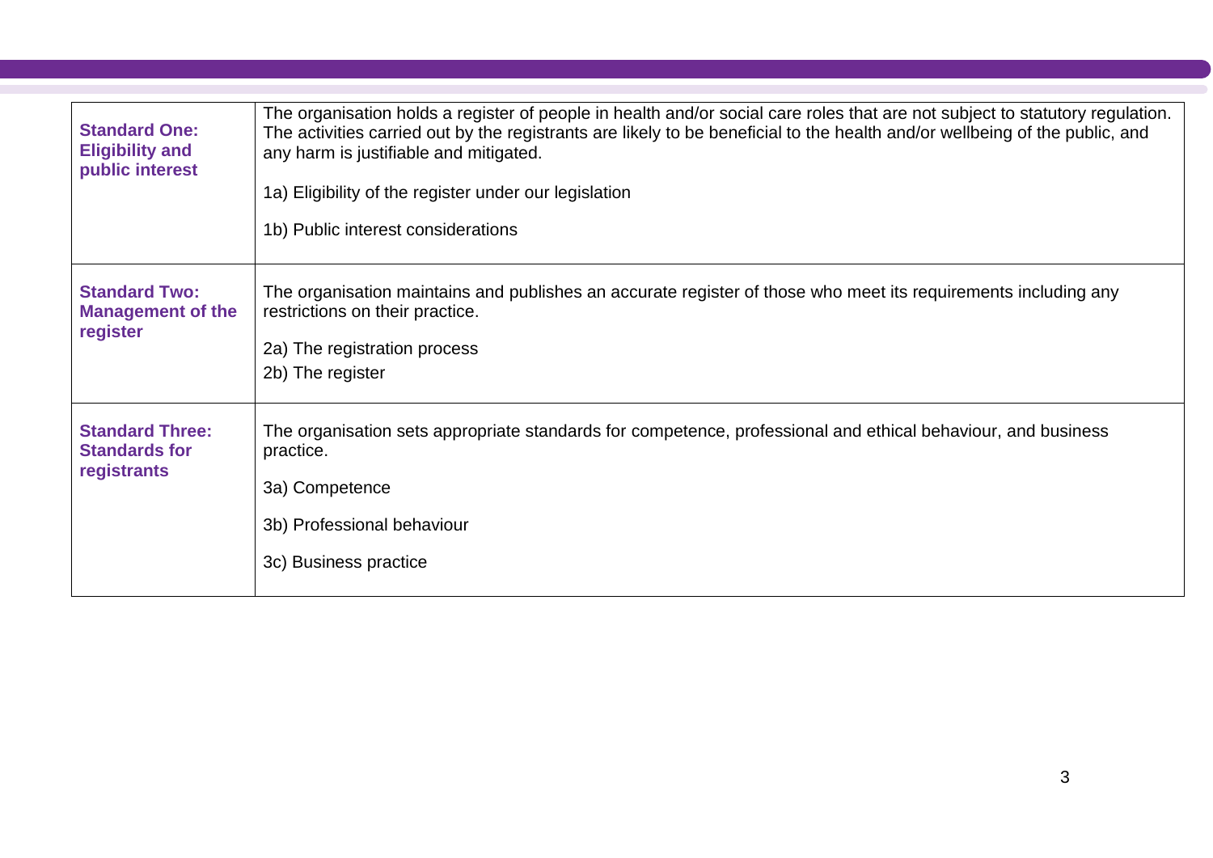| | |
|---|---|
| **Standard One: Eligibility and public interest** | The organisation holds a register of people in health and/or social care roles that are not subject to statutory regulation. The activities carried out by the registrants are likely to be beneficial to the health and/or wellbeing of the public, and any harm is justifiable and mitigated.<br><br>1a) Eligibility of the register under our legislation<br><br>1b) Public interest considerations |
| **Standard Two: Management of the register** | The organisation maintains and publishes an accurate register of those who meet its requirements including any restrictions on their practice.<br><br>2a) The registration process<br>2b) The register |
| **Standard Three: Standards for registrants** | The organisation sets appropriate standards for competence, professional and ethical behaviour, and business practice.<br><br>3a) Competence<br><br>3b) Professional behaviour<br><br>3c) Business practice |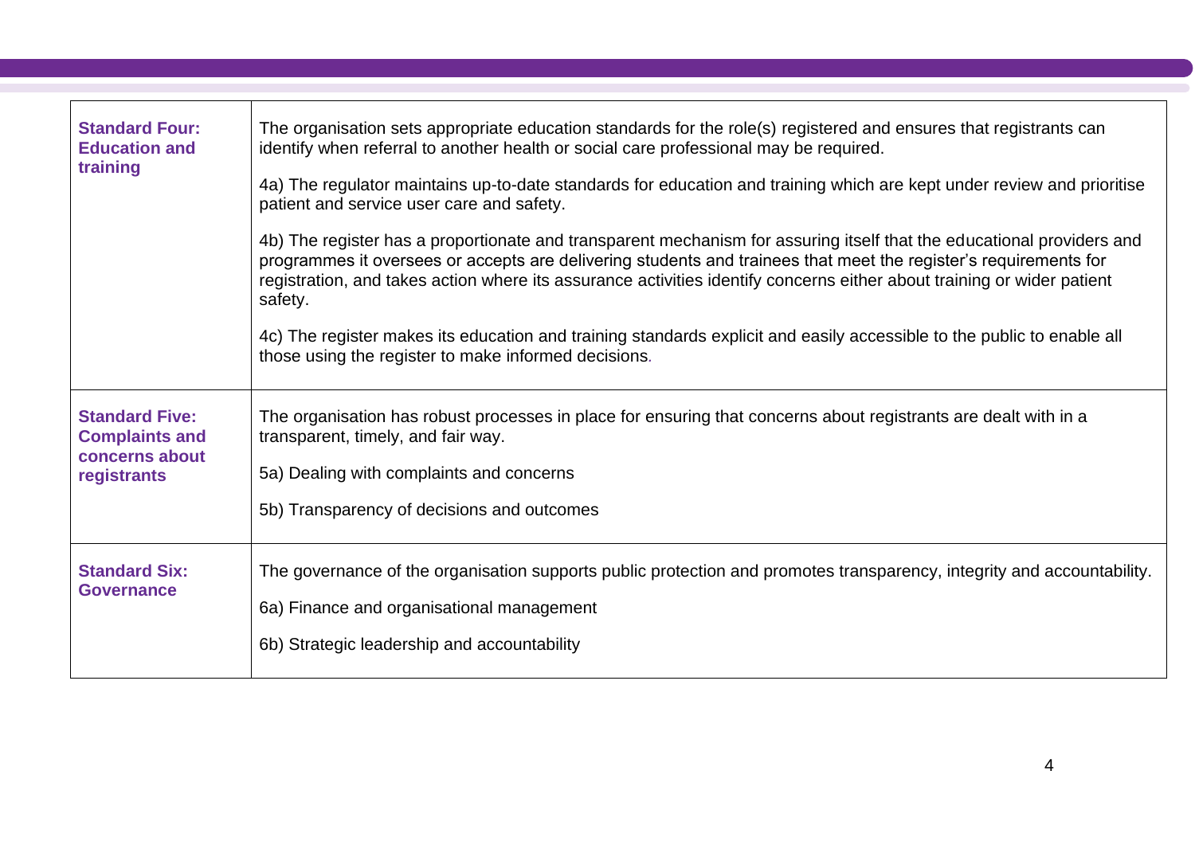| | |
|---|---|
| **Standard Four: Education and training** | The organisation sets appropriate education standards for the role(s) registered and ensures that registrants can identify when referral to another health or social care professional may be required.<br><br>4a) The regulator maintains up-to-date standards for education and training which are kept under review and prioritise patient and service user care and safety.<br><br>4b) The register has a proportionate and transparent mechanism for assuring itself that the educational providers and programmes it oversees or accepts are delivering students and trainees that meet the register's requirements for registration, and takes action where its assurance activities identify concerns either about training or wider patient safety.<br><br>4c) The register makes its education and training standards explicit and easily accessible to the public to enable all those using the register to make informed decisions. |
| **Standard Five: Complaints and concerns about registrants** | The organisation has robust processes in place for ensuring that concerns about registrants are dealt with in a transparent, timely, and fair way.<br><br>5a) Dealing with complaints and concerns<br><br>5b) Transparency of decisions and outcomes |
| **Standard Six: Governance** | The governance of the organisation supports public protection and promotes transparency, integrity and accountability.<br><br>6a) Finance and organisational management<br><br>6b) Strategic leadership and accountability |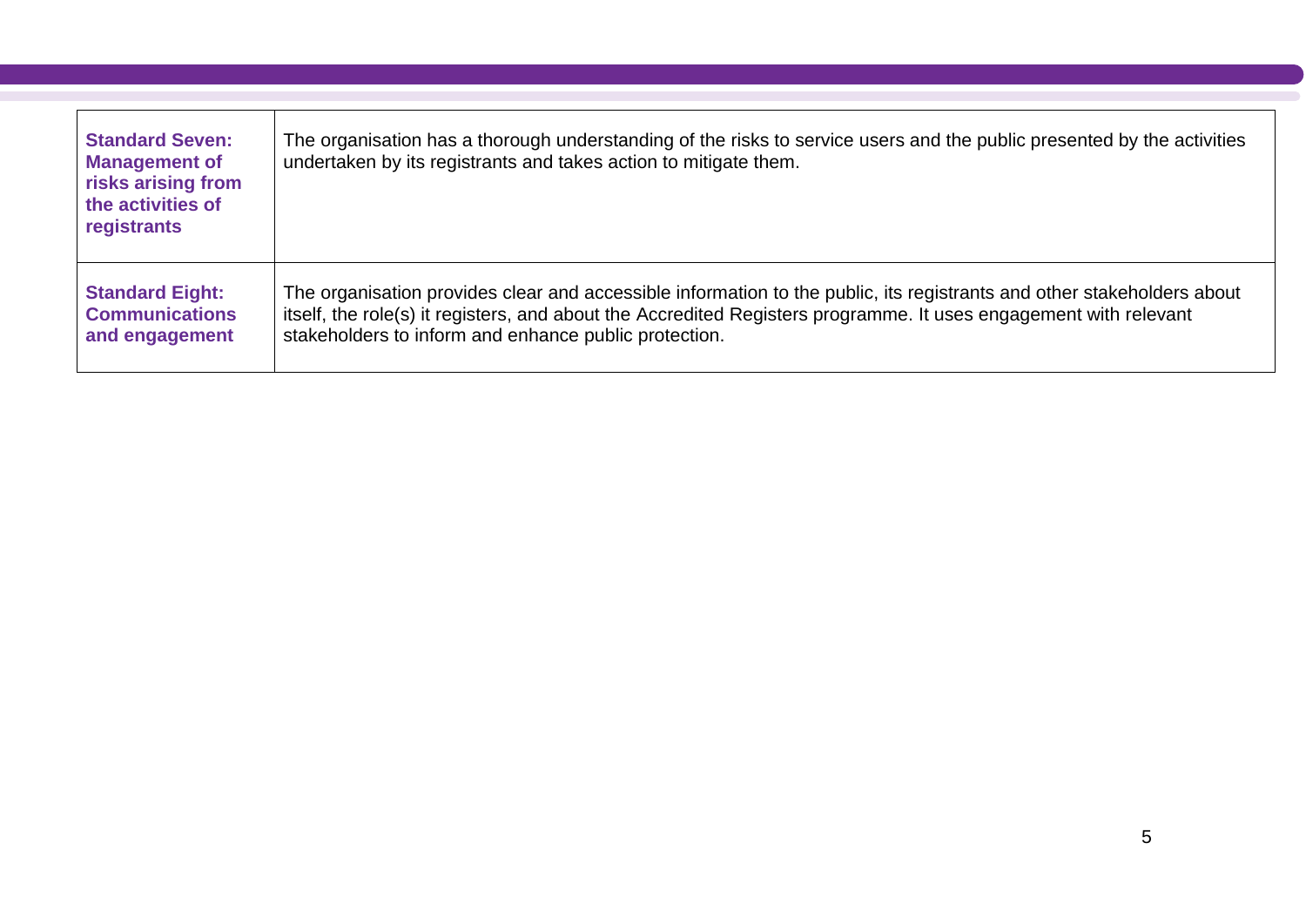| | |
|---|---|
| **Standard Seven: Management of risks arising from the activities of registrants** | The organisation has a thorough understanding of the risks to service users and the public presented by the activities undertaken by its registrants and takes action to mitigate them. |
| **Standard Eight: Communications and engagement** | The organisation provides clear and accessible information to the public, its registrants and other stakeholders about itself, the role(s) it registers, and about the Accredited Registers programme. It uses engagement with relevant stakeholders to inform and enhance public protection. |